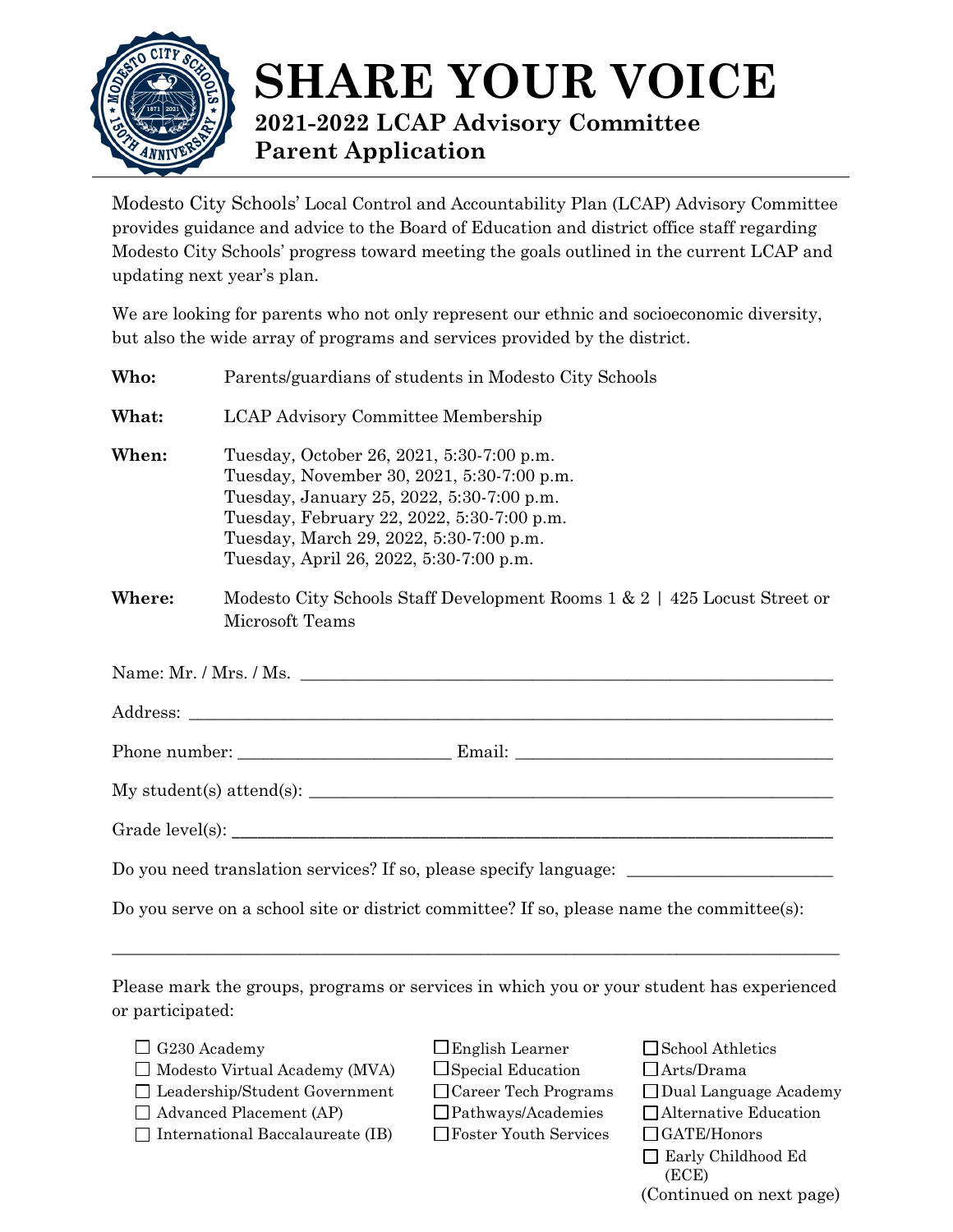# SHARE YOUR VOICE

## 2021-2022 LCAP Advisory Committee Parent Application

Modesto City Schools' Local Control and Accountability Plan (LCAP) Advisory Committee provides guidance and advice to the Board of Education and district office staff regarding Modesto City Schools' progress toward meeting the goals outlined in the current LCAP and updating next year's plan.

We are looking for parents who not only represent our ethnic and socioeconomic diversity, but also the wide array of programs and services provided by the district.

**Who:** Parents/guardians of students in Modesto City Schools

**What:** LCAP Advisory Committee Membership

**When:**
Tuesday, October 26, 2021, 5:30-7:00 p.m.
Tuesday, November 30, 2021, 5:30-7:00 p.m.
Tuesday, January 25, 2022, 5:30-7:00 p.m.
Tuesday, February 22, 2022, 5:30-7:00 p.m.
Tuesday, March 29, 2022, 5:30-7:00 p.m.
Tuesday, April 26, 2022, 5:30-7:00 p.m.

**Where:** Modesto City Schools Staff Development Rooms 1 & 2 | 425 Locust Street or Microsoft Teams

Name: Mr. / Mrs. / Ms. ______________________________

Address: ______________________________

Phone number: ____________________ Email: ____________________

My student(s) attend(s): ______________________________

Grade level(s): ______________________________

Do you need translation services? If so, please specify language: ____________________

Do you serve on a school site or district committee? If so, please name the committee(s):

______________________________

Please mark the groups, programs or services in which you or your student has experienced or participated:

- ☐ G230 Academy
- ☐ Modesto Virtual Academy (MVA)
- ☐ Leadership/Student Government
- ☐ Advanced Placement (AP)
- ☐ International Baccalaureate (IB)
- ☐ English Learner
- ☐ Special Education
- ☐ Career Tech Programs
- ☐ Pathways/Academies
- ☐ Foster Youth Services
- ☐ School Athletics
- ☐ Arts/Drama
- ☐ Dual Language Academy
- ☐ Alternative Education
- ☐ GATE/Honors
- ☐ Early Childhood Ed (ECE)

(Continued on next page)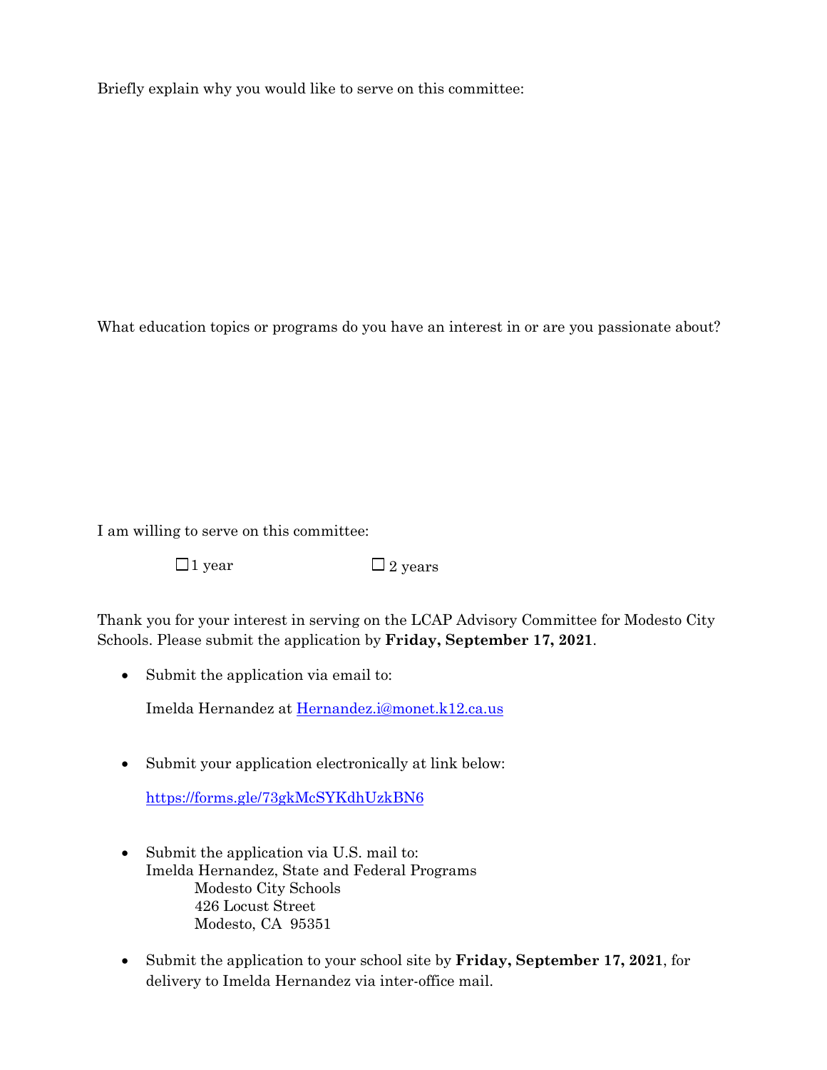Briefly explain why you would like to serve on this committee:

What education topics or programs do you have an interest in or are you passionate about?

I am willing to serve on this committee:

☐ 1 year ☐ 2 years

Thank you for your interest in serving on the LCAP Advisory Committee for Modesto City Schools. Please submit the application by **Friday, September 17, 2021**.

- Submit the application via email to:

  Imelda Hernandez at [Hernandez.i@monet.k12.ca.us](mailto:Hernandez.i@monet.k12.ca.us)

- Submit your application electronically at link below:

  [https://forms.gle/73gkMcSYKdhUzkBN6](https://forms.gle/73gkMcSYKdhUzkBN6)

- Submit the application via U.S. mail to:
  Imelda Hernandez, State and Federal Programs
  Modesto City Schools
  426 Locust Street
  Modesto, CA 95351

- Submit the application to your school site by **Friday, September 17, 2021**, for delivery to Imelda Hernandez via inter-office mail.